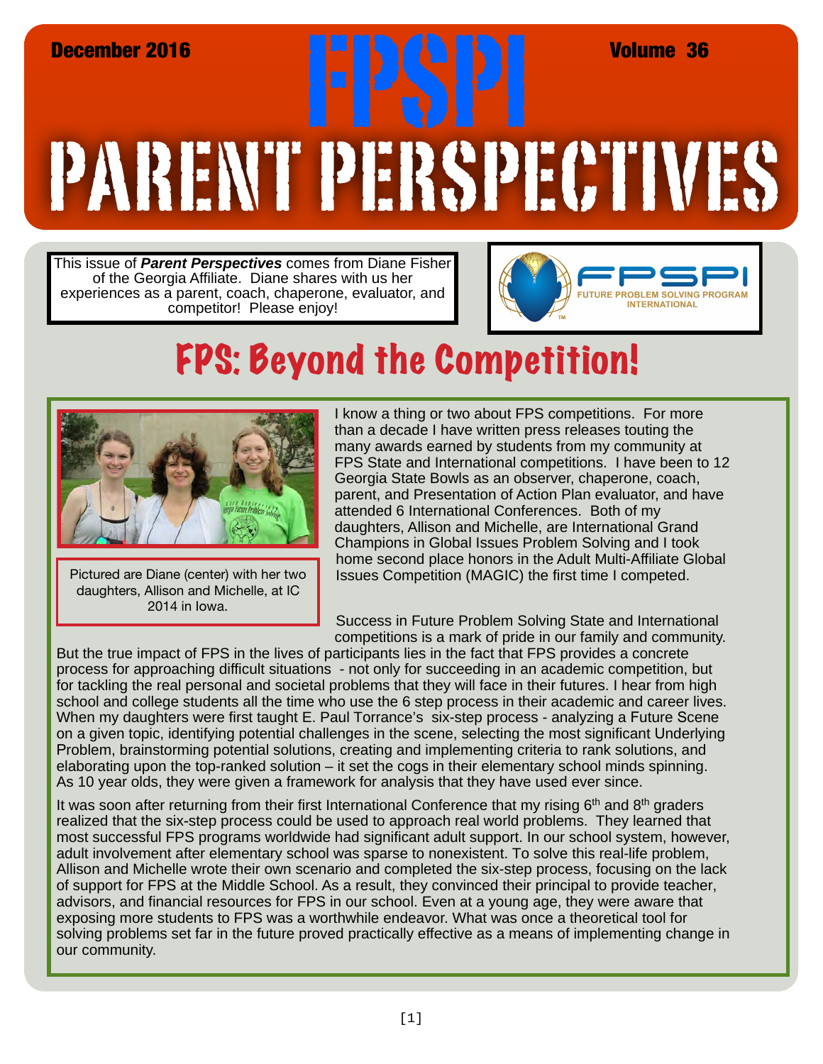December 2016 **FPSPI** Volume 36

# PARENT PERSPECTIVES

This issue of ***Parent Perspectives*** comes from Diane Fisher of the Georgia Affiliate. Diane shares with us her experiences as a parent, coach, chaperone, evaluator, and competitor! Please enjoy!

FPSPI FUTURE PROBLEM SOLVING PROGRAM INTERNATIONAL

## FPS: Beyond the Competition!

Pictured are Diane (center) with her two daughters, Allison and Michelle, at IC 2014 in Iowa.

I know a thing or two about FPS competitions. For more than a decade I have written press releases touting the many awards earned by students from my community at FPS State and International competitions. I have been to 12 Georgia State Bowls as an observer, chaperone, coach, parent, and Presentation of Action Plan evaluator, and have attended 6 International Conferences. Both of my daughters, Allison and Michelle, are International Grand Champions in Global Issues Problem Solving and I took home second place honors in the Adult Multi-Affiliate Global Issues Competition (MAGIC) the first time I competed.

Success in Future Problem Solving State and International competitions is a mark of pride in our family and community. But the true impact of FPS in the lives of participants lies in the fact that FPS provides a concrete process for approaching difficult situations - not only for succeeding in an academic competition, but for tackling the real personal and societal problems that they will face in their futures. I hear from high school and college students all the time who use the 6 step process in their academic and career lives. When my daughters were first taught E. Paul Torrance's six-step process - analyzing a Future Scene on a given topic, identifying potential challenges in the scene, selecting the most significant Underlying Problem, brainstorming potential solutions, creating and implementing criteria to rank solutions, and elaborating upon the top-ranked solution – it set the cogs in their elementary school minds spinning. As 10 year olds, they were given a framework for analysis that they have used ever since.

It was soon after returning from their first International Conference that my rising 6th and 8th graders realized that the six-step process could be used to approach real world problems. They learned that most successful FPS programs worldwide had significant adult support. In our school system, however, adult involvement after elementary school was sparse to nonexistent. To solve this real-life problem, Allison and Michelle wrote their own scenario and completed the six-step process, focusing on the lack of support for FPS at the Middle School. As a result, they convinced their principal to provide teacher, advisors, and financial resources for FPS in our school. Even at a young age, they were aware that exposing more students to FPS was a worthwhile endeavor. What was once a theoretical tool for solving problems set far in the future proved practically effective as a means of implementing change in our community.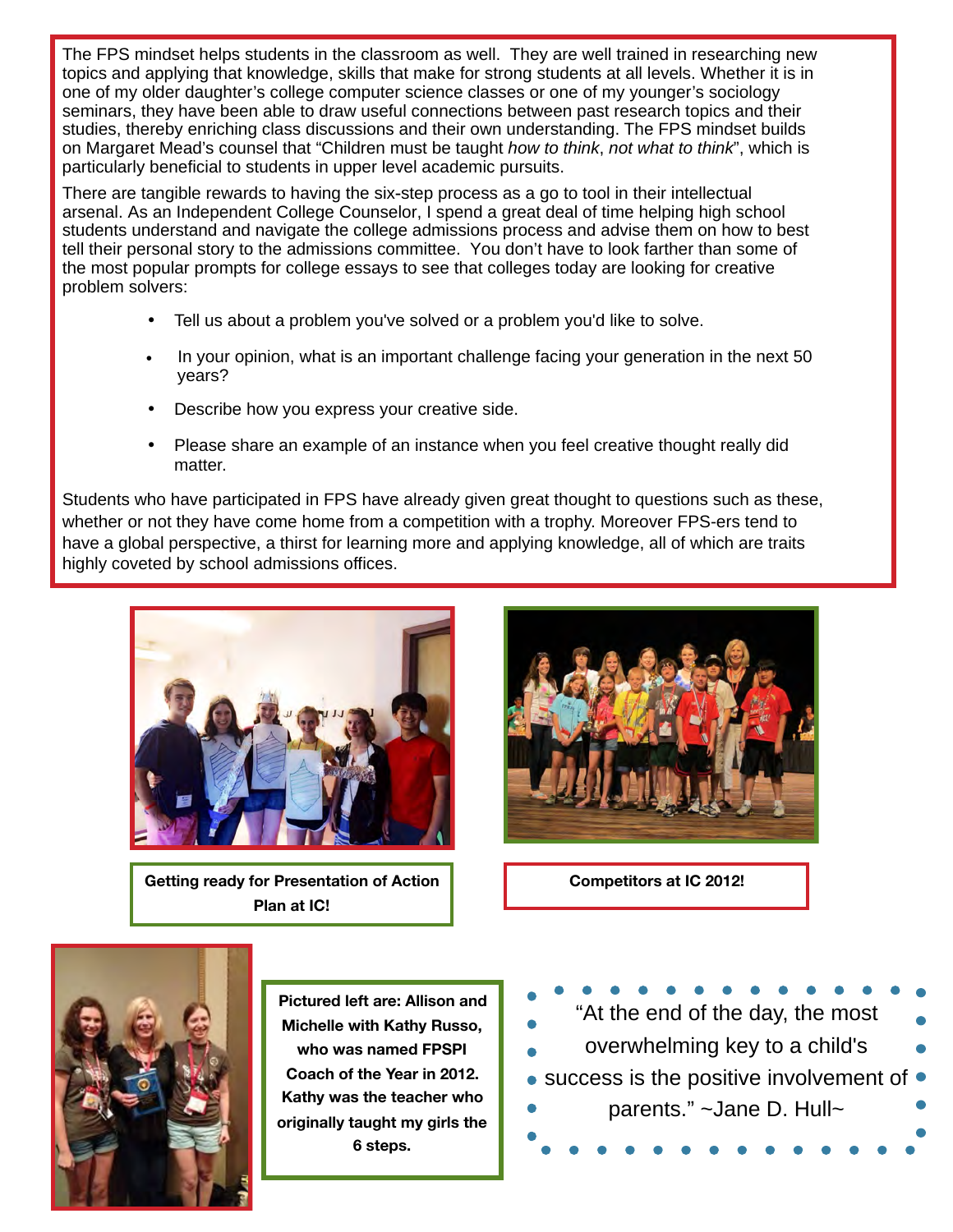The FPS mindset helps students in the classroom as well. They are well trained in researching new topics and applying that knowledge, skills that make for strong students at all levels. Whether it is in one of my older daughter's college computer science classes or one of my younger's sociology seminars, they have been able to draw useful connections between past research topics and their studies, thereby enriching class discussions and their own understanding. The FPS mindset builds on Margaret Mead's counsel that "Children must be taught *how to think*, *not what to think*", which is particularly beneficial to students in upper level academic pursuits.

There are tangible rewards to having the six-step process as a go to tool in their intellectual arsenal. As an Independent College Counselor, I spend a great deal of time helping high school students understand and navigate the college admissions process and advise them on how to best tell their personal story to the admissions committee. You don't have to look farther than some of the most popular prompts for college essays to see that colleges today are looking for creative problem solvers:

- Tell us about a problem you've solved or a problem you'd like to solve.
- In your opinion, what is an important challenge facing your generation in the next 50 years?
- Describe how you express your creative side.
- Please share an example of an instance when you feel creative thought really did matter.

Students who have participated in FPS have already given great thought to questions such as these, whether or not they have come home from a competition with a trophy. Moreover FPS-ers tend to have a global perspective, a thirst for learning more and applying knowledge, all of which are traits highly coveted by school admissions offices.

**Getting ready for Presentation of Action Plan at IC!**

**Competitors at IC 2012!**

**Pictured left are: Allison and Michelle with Kathy Russo, who was named FPSPI Coach of the Year in 2012. Kathy was the teacher who originally taught my girls the 6 steps.**

"At the end of the day, the most overwhelming key to a child's success is the positive involvement of parents." ~Jane D. Hull~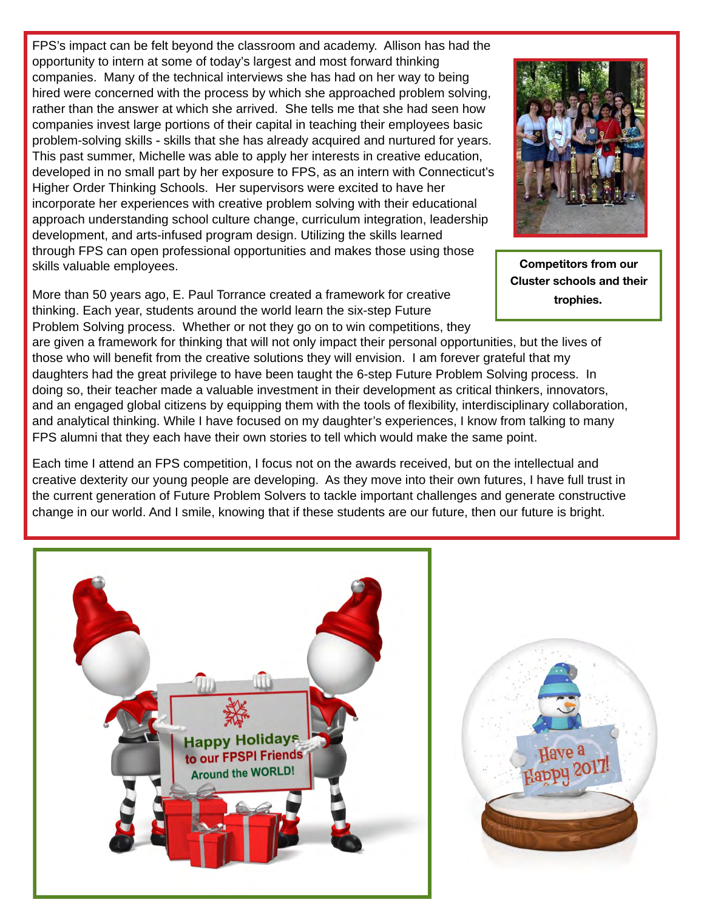FPS's impact can be felt beyond the classroom and academy. Allison has had the opportunity to intern at some of today's largest and most forward thinking companies. Many of the technical interviews she has had on her way to being hired were concerned with the process by which she approached problem solving, rather than the answer at which she arrived. She tells me that she had seen how companies invest large portions of their capital in teaching their employees basic problem-solving skills - skills that she has already acquired and nurtured for years. This past summer, Michelle was able to apply her interests in creative education, developed in no small part by her exposure to FPS, as an intern with Connecticut's Higher Order Thinking Schools. Her supervisors were excited to have her incorporate her experiences with creative problem solving with their educational approach understanding school culture change, curriculum integration, leadership development, and arts-infused program design. Utilizing the skills learned through FPS can open professional opportunities and makes those using those skills valuable employees.

**Competitors from our Cluster schools and their trophies.**

More than 50 years ago, E. Paul Torrance created a framework for creative thinking. Each year, students around the world learn the six-step Future Problem Solving process. Whether or not they go on to win competitions, they are given a framework for thinking that will not only impact their personal opportunities, but the lives of those who will benefit from the creative solutions they will envision. I am forever grateful that my daughters had the great privilege to have been taught the 6-step Future Problem Solving process. In doing so, their teacher made a valuable investment in their development as critical thinkers, innovators, and an engaged global citizens by equipping them with the tools of flexibility, interdisciplinary collaboration, and analytical thinking. While I have focused on my daughter's experiences, I know from talking to many FPS alumni that they each have their own stories to tell which would make the same point.

Each time I attend an FPS competition, I focus not on the awards received, but on the intellectual and creative dexterity our young people are developing. As they move into their own futures, I have full trust in the current generation of Future Problem Solvers to tackle important challenges and generate constructive change in our world. And I smile, knowing that if these students are our future, then our future is bright.